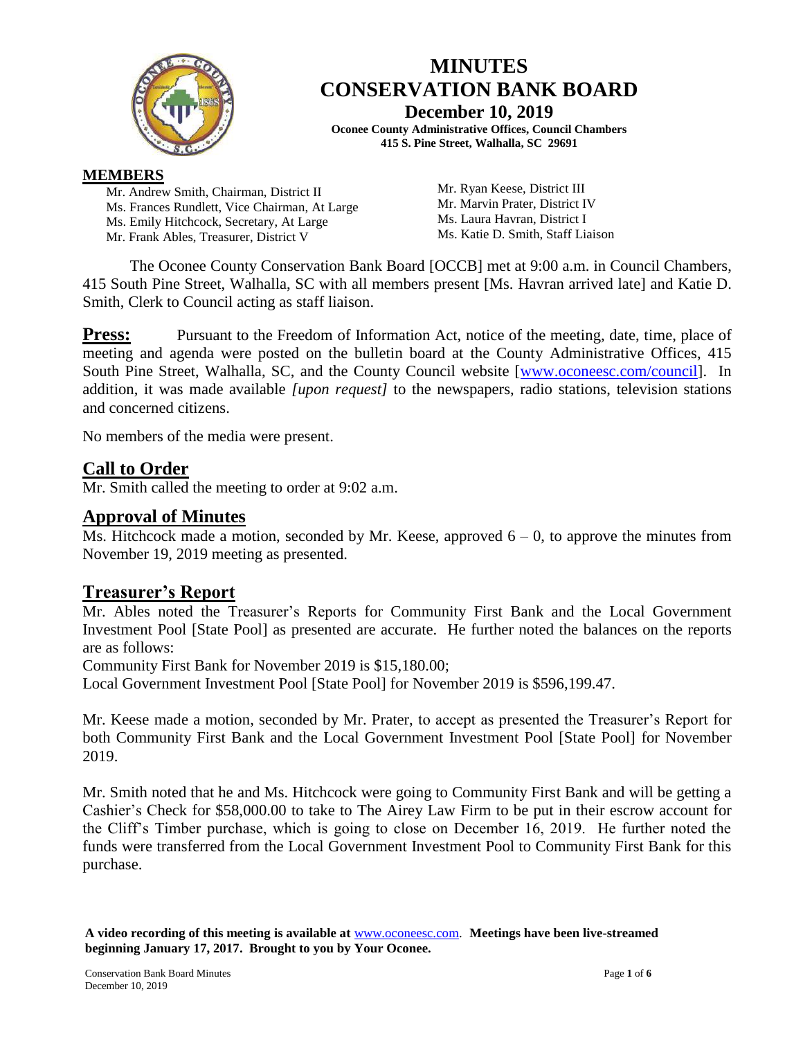# MINUTES
# CONSERVATION BANK BOARD
## December 10, 2019

**Oconee County Administrative Offices, Council Chambers**
**415 S. Pine Street, Walhalla, SC 29691**

**MEMBERS**

Mr. Andrew Smith, Chairman, District II
Ms. Frances Rundlett, Vice Chairman, At Large
Ms. Emily Hitchcock, Secretary, At Large
Mr. Frank Ables, Treasurer, District V
Mr. Ryan Keese, District III
Mr. Marvin Prater, District IV
Ms. Laura Havran, District I
Ms. Katie D. Smith, Staff Liaison

The Oconee County Conservation Bank Board [OCCB] met at 9:00 a.m. in Council Chambers, 415 South Pine Street, Walhalla, SC with all members present [Ms. Havran arrived late] and Katie D. Smith, Clerk to Council acting as staff liaison.

**Press:** Pursuant to the Freedom of Information Act, notice of the meeting, date, time, place of meeting and agenda were posted on the bulletin board at the County Administrative Offices, 415 South Pine Street, Walhalla, SC, and the County Council website [www.oconeesc.com/council]. In addition, it was made available *[upon request]* to the newspapers, radio stations, television stations and concerned citizens.

No members of the media were present.

## Call to Order

Mr. Smith called the meeting to order at 9:02 a.m.

## Approval of Minutes

Ms. Hitchcock made a motion, seconded by Mr. Keese, approved 6 – 0, to approve the minutes from November 19, 2019 meeting as presented.

## Treasurer's Report

Mr. Ables noted the Treasurer's Reports for Community First Bank and the Local Government Investment Pool [State Pool] as presented are accurate. He further noted the balances on the reports are as follows:

Community First Bank for November 2019 is $15,180.00;
Local Government Investment Pool [State Pool] for November 2019 is $596,199.47.

Mr. Keese made a motion, seconded by Mr. Prater, to accept as presented the Treasurer's Report for both Community First Bank and the Local Government Investment Pool [State Pool] for November 2019.

Mr. Smith noted that he and Ms. Hitchcock were going to Community First Bank and will be getting a Cashier's Check for $58,000.00 to take to The Airey Law Firm to be put in their escrow account for the Cliff's Timber purchase, which is going to close on December 16, 2019. He further noted the funds were transferred from the Local Government Investment Pool to Community First Bank for this purchase.

**A video recording of this meeting is available at** www.oconeesc.com. **Meetings have been live-streamed beginning January 17, 2017. Brought to you by Your Oconee.**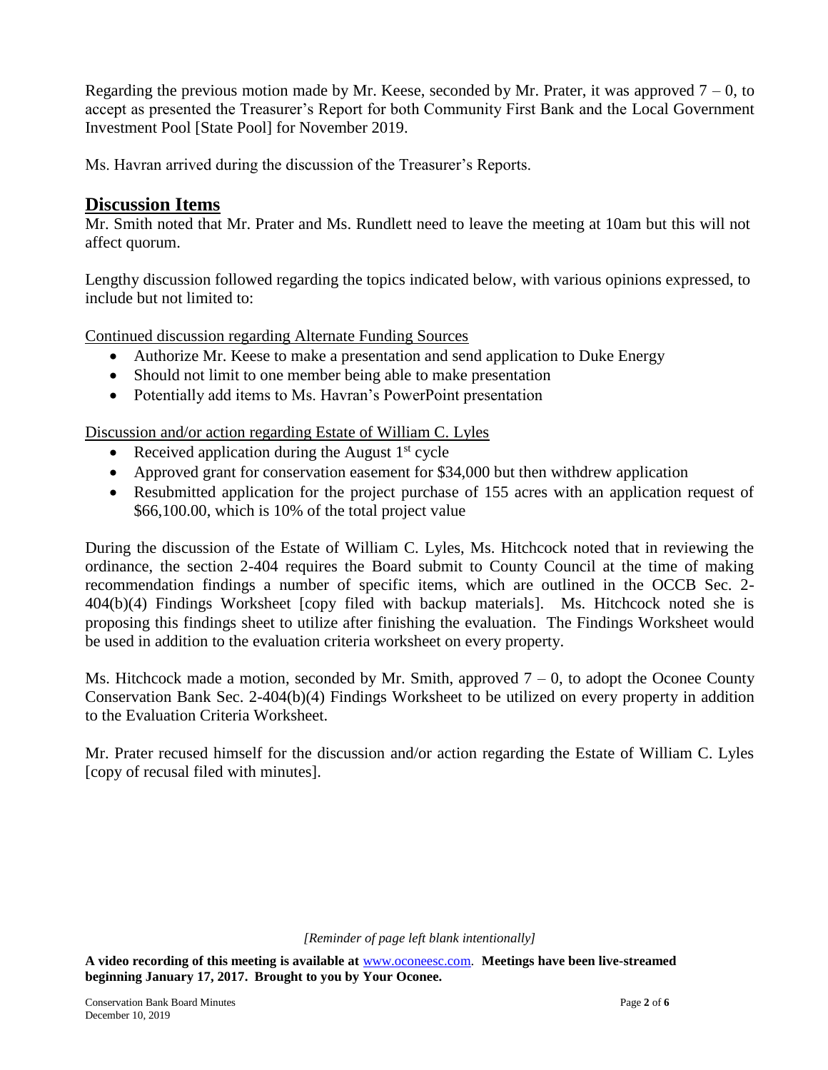Regarding the previous motion made by Mr. Keese, seconded by Mr. Prater, it was approved 7 – 0, to accept as presented the Treasurer's Report for both Community First Bank and the Local Government Investment Pool [State Pool] for November 2019.

Ms. Havran arrived during the discussion of the Treasurer's Reports.

## Discussion Items

Mr. Smith noted that Mr. Prater and Ms. Rundlett need to leave the meeting at 10am but this will not affect quorum.

Lengthy discussion followed regarding the topics indicated below, with various opinions expressed, to include but not limited to:

Continued discussion regarding Alternate Funding Sources

- Authorize Mr. Keese to make a presentation and send application to Duke Energy
- Should not limit to one member being able to make presentation
- Potentially add items to Ms. Havran's PowerPoint presentation

Discussion and/or action regarding Estate of William C. Lyles

- Received application during the August 1st cycle
- Approved grant for conservation easement for $34,000 but then withdrew application
- Resubmitted application for the project purchase of 155 acres with an application request of $66,100.00, which is 10% of the total project value

During the discussion of the Estate of William C. Lyles, Ms. Hitchcock noted that in reviewing the ordinance, the section 2-404 requires the Board submit to County Council at the time of making recommendation findings a number of specific items, which are outlined in the OCCB Sec. 2-404(b)(4) Findings Worksheet [copy filed with backup materials]. Ms. Hitchcock noted she is proposing this findings sheet to utilize after finishing the evaluation. The Findings Worksheet would be used in addition to the evaluation criteria worksheet on every property.

Ms. Hitchcock made a motion, seconded by Mr. Smith, approved 7 – 0, to adopt the Oconee County Conservation Bank Sec. 2-404(b)(4) Findings Worksheet to be utilized on every property in addition to the Evaluation Criteria Worksheet.

Mr. Prater recused himself for the discussion and/or action regarding the Estate of William C. Lyles [copy of recusal filed with minutes].

*[Reminder of page left blank intentionally]*

**A video recording of this meeting is available at** www.oconeesc.com. **Meetings have been live-streamed beginning January 17, 2017. Brought to you by Your Oconee.**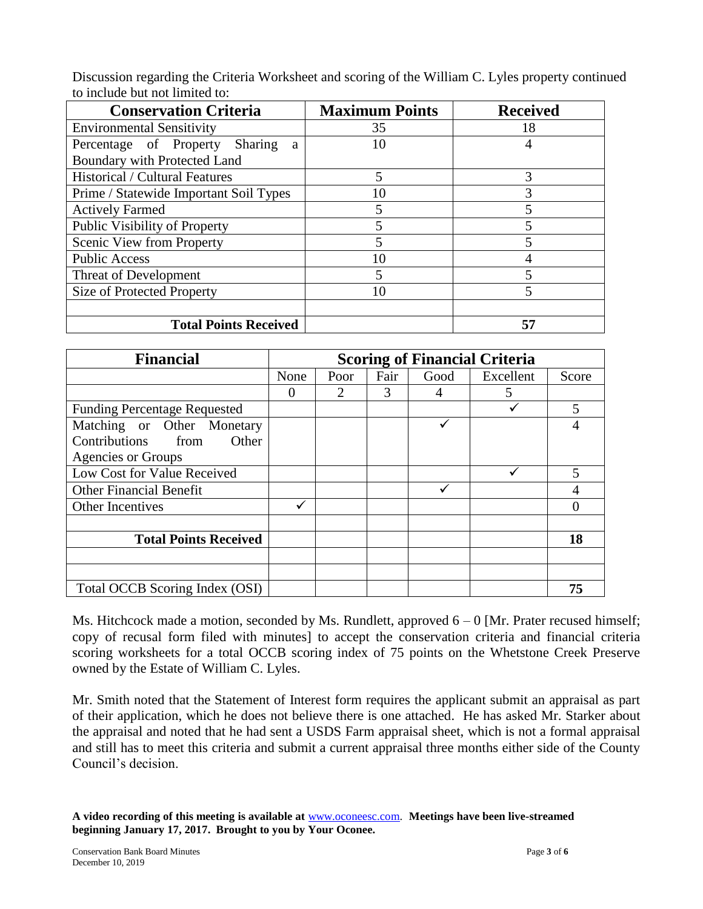Discussion regarding the Criteria Worksheet and scoring of the William C. Lyles property continued to include but not limited to:

| Conservation Criteria | Maximum Points | Received |
|---|---|---|
| Environmental Sensitivity | 35 | 18 |
| Percentage of Property Sharing a Boundary with Protected Land | 10 | 4 |
| Historical / Cultural Features | 5 | 3 |
| Prime / Statewide Important Soil Types | 10 | 3 |
| Actively Farmed | 5 | 5 |
| Public Visibility of Property | 5 | 5 |
| Scenic View from Property | 5 | 5 |
| Public Access | 10 | 4 |
| Threat of Development | 5 | 5 |
| Size of Protected Property | 10 | 5 |
| | | |
| **Total Points Received** | | **57** |

| Financial | Scoring of Financial Criteria | | | | | |
|---|---|---|---|---|---|---|
| | None | Poor | Fair | Good | Excellent | Score |
| | 0 | 2 | 3 | 4 | 5 | |
| Funding Percentage Requested | | | | | ✓ | 5 |
| Matching or Other Monetary Contributions from Other Agencies or Groups | | | | ✓ | | 4 |
| Low Cost for Value Received | | | | | ✓ | 5 |
| Other Financial Benefit | | | | ✓ | | 4 |
| Other Incentives | ✓ | | | | | 0 |
| | | | | | | |
| **Total Points Received** | | | | | | **18** |
| | | | | | | |
| | | | | | | |
| Total OCCB Scoring Index (OSI) | | | | | | **75** |

Ms. Hitchcock made a motion, seconded by Ms. Rundlett, approved 6 – 0 [Mr. Prater recused himself; copy of recusal form filed with minutes] to accept the conservation criteria and financial criteria scoring worksheets for a total OCCB scoring index of 75 points on the Whetstone Creek Preserve owned by the Estate of William C. Lyles.

Mr. Smith noted that the Statement of Interest form requires the applicant submit an appraisal as part of their application, which he does not believe there is one attached. He has asked Mr. Starker about the appraisal and noted that he had sent a USDS Farm appraisal sheet, which is not a formal appraisal and still has to meet this criteria and submit a current appraisal three months either side of the County Council's decision.

**A video recording of this meeting is available at** www.oconeesc.com. **Meetings have been live-streamed beginning January 17, 2017. Brought to you by Your Oconee.**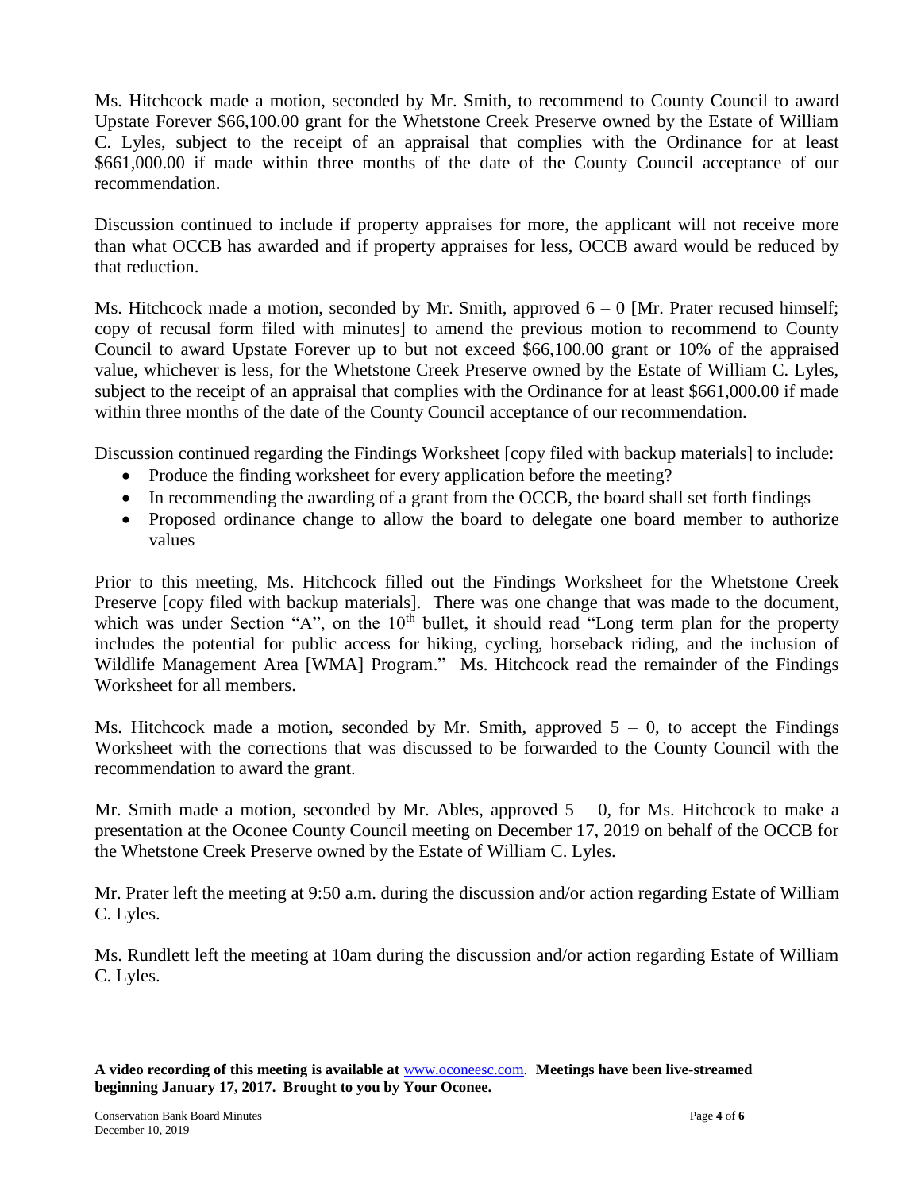Ms. Hitchcock made a motion, seconded by Mr. Smith, to recommend to County Council to award Upstate Forever $66,100.00 grant for the Whetstone Creek Preserve owned by the Estate of William C. Lyles, subject to the receipt of an appraisal that complies with the Ordinance for at least $661,000.00 if made within three months of the date of the County Council acceptance of our recommendation.

Discussion continued to include if property appraises for more, the applicant will not receive more than what OCCB has awarded and if property appraises for less, OCCB award would be reduced by that reduction.

Ms. Hitchcock made a motion, seconded by Mr. Smith, approved 6 – 0 [Mr. Prater recused himself; copy of recusal form filed with minutes] to amend the previous motion to recommend to County Council to award Upstate Forever up to but not exceed $66,100.00 grant or 10% of the appraised value, whichever is less, for the Whetstone Creek Preserve owned by the Estate of William C. Lyles, subject to the receipt of an appraisal that complies with the Ordinance for at least $661,000.00 if made within three months of the date of the County Council acceptance of our recommendation.

Discussion continued regarding the Findings Worksheet [copy filed with backup materials] to include:

- Produce the finding worksheet for every application before the meeting?
- In recommending the awarding of a grant from the OCCB, the board shall set forth findings
- Proposed ordinance change to allow the board to delegate one board member to authorize values

Prior to this meeting, Ms. Hitchcock filled out the Findings Worksheet for the Whetstone Creek Preserve [copy filed with backup materials]. There was one change that was made to the document, which was under Section "A", on the 10th bullet, it should read "Long term plan for the property includes the potential for public access for hiking, cycling, horseback riding, and the inclusion of Wildlife Management Area [WMA] Program." Ms. Hitchcock read the remainder of the Findings Worksheet for all members.

Ms. Hitchcock made a motion, seconded by Mr. Smith, approved 5 – 0, to accept the Findings Worksheet with the corrections that was discussed to be forwarded to the County Council with the recommendation to award the grant.

Mr. Smith made a motion, seconded by Mr. Ables, approved 5 – 0, for Ms. Hitchcock to make a presentation at the Oconee County Council meeting on December 17, 2019 on behalf of the OCCB for the Whetstone Creek Preserve owned by the Estate of William C. Lyles.

Mr. Prater left the meeting at 9:50 a.m. during the discussion and/or action regarding Estate of William C. Lyles.

Ms. Rundlett left the meeting at 10am during the discussion and/or action regarding Estate of William C. Lyles.

**A video recording of this meeting is available at** www.oconeesc.com. **Meetings have been live-streamed beginning January 17, 2017. Brought to you by Your Oconee.**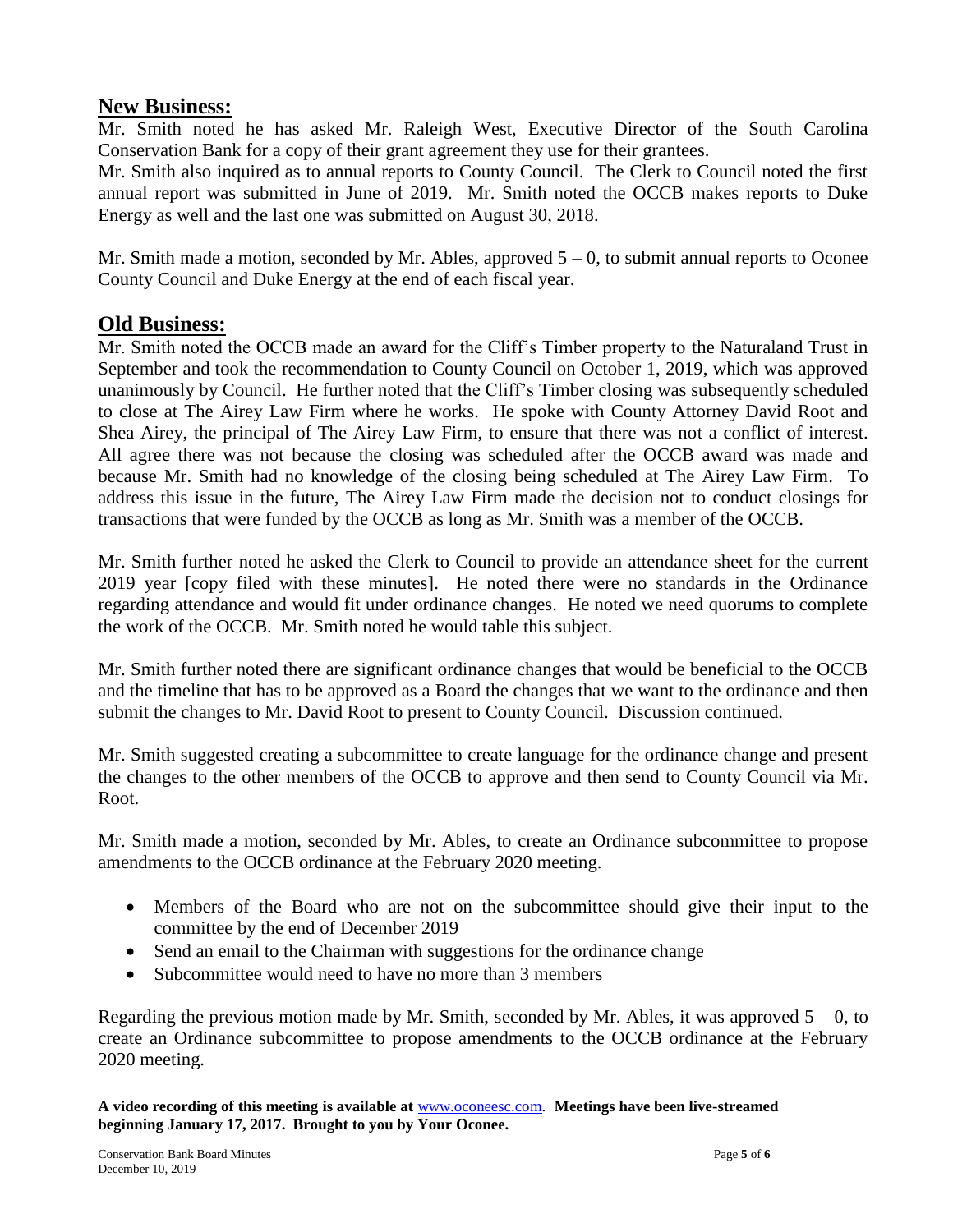## New Business:

Mr. Smith noted he has asked Mr. Raleigh West, Executive Director of the South Carolina Conservation Bank for a copy of their grant agreement they use for their grantees.

Mr. Smith also inquired as to annual reports to County Council. The Clerk to Council noted the first annual report was submitted in June of 2019. Mr. Smith noted the OCCB makes reports to Duke Energy as well and the last one was submitted on August 30, 2018.

Mr. Smith made a motion, seconded by Mr. Ables, approved 5 – 0, to submit annual reports to Oconee County Council and Duke Energy at the end of each fiscal year.

## Old Business:

Mr. Smith noted the OCCB made an award for the Cliff's Timber property to the Naturaland Trust in September and took the recommendation to County Council on October 1, 2019, which was approved unanimously by Council. He further noted that the Cliff's Timber closing was subsequently scheduled to close at The Airey Law Firm where he works. He spoke with County Attorney David Root and Shea Airey, the principal of The Airey Law Firm, to ensure that there was not a conflict of interest. All agree there was not because the closing was scheduled after the OCCB award was made and because Mr. Smith had no knowledge of the closing being scheduled at The Airey Law Firm. To address this issue in the future, The Airey Law Firm made the decision not to conduct closings for transactions that were funded by the OCCB as long as Mr. Smith was a member of the OCCB.

Mr. Smith further noted he asked the Clerk to Council to provide an attendance sheet for the current 2019 year [copy filed with these minutes]. He noted there were no standards in the Ordinance regarding attendance and would fit under ordinance changes. He noted we need quorums to complete the work of the OCCB. Mr. Smith noted he would table this subject.

Mr. Smith further noted there are significant ordinance changes that would be beneficial to the OCCB and the timeline that has to be approved as a Board the changes that we want to the ordinance and then submit the changes to Mr. David Root to present to County Council. Discussion continued.

Mr. Smith suggested creating a subcommittee to create language for the ordinance change and present the changes to the other members of the OCCB to approve and then send to County Council via Mr. Root.

Mr. Smith made a motion, seconded by Mr. Ables, to create an Ordinance subcommittee to propose amendments to the OCCB ordinance at the February 2020 meeting.

- Members of the Board who are not on the subcommittee should give their input to the committee by the end of December 2019
- Send an email to the Chairman with suggestions for the ordinance change
- Subcommittee would need to have no more than 3 members

Regarding the previous motion made by Mr. Smith, seconded by Mr. Ables, it was approved 5 – 0, to create an Ordinance subcommittee to propose amendments to the OCCB ordinance at the February 2020 meeting.

**A video recording of this meeting is available at** www.oconeesc.com. **Meetings have been live-streamed beginning January 17, 2017. Brought to you by Your Oconee.**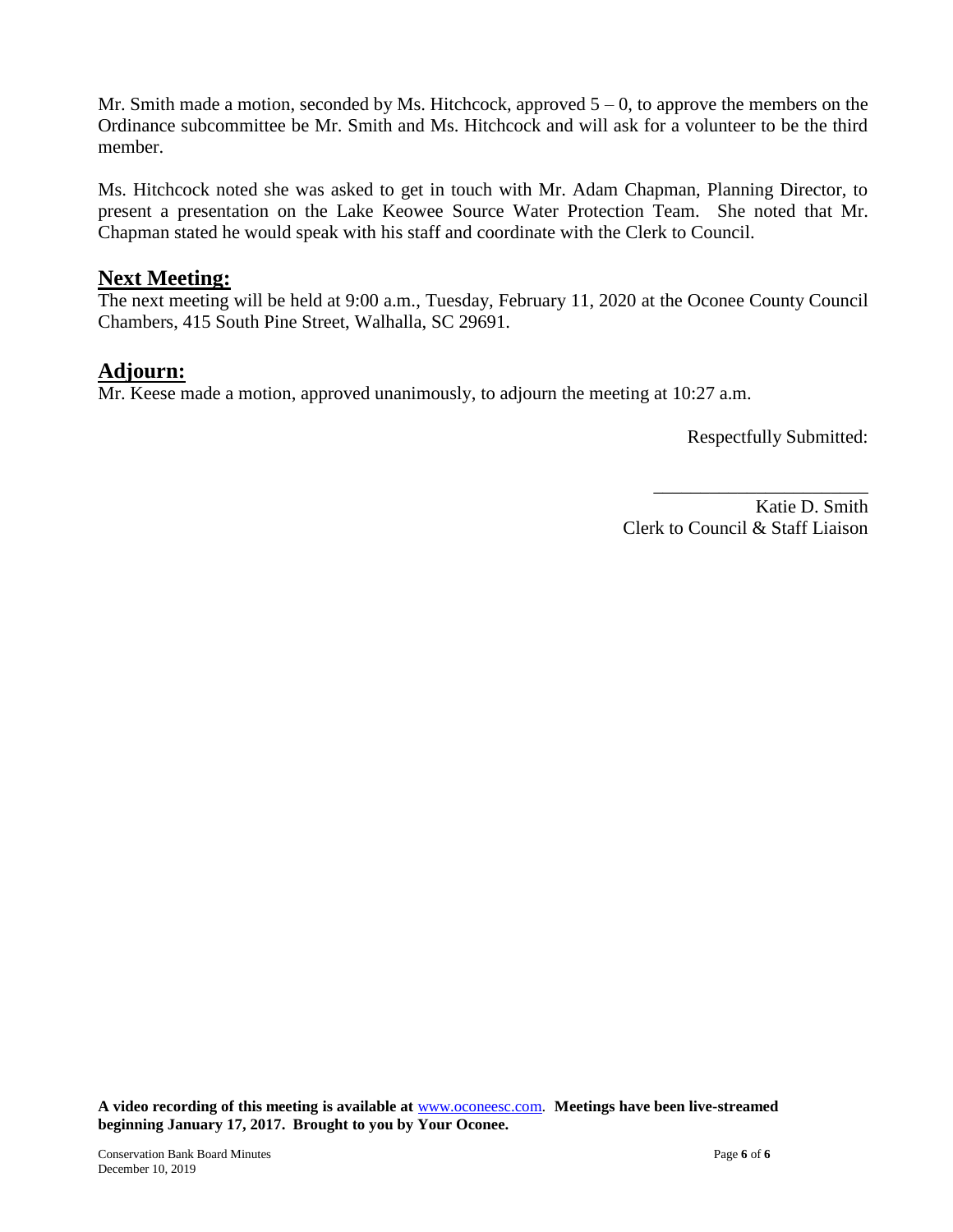Mr. Smith made a motion, seconded by Ms. Hitchcock, approved 5 – 0, to approve the members on the Ordinance subcommittee be Mr. Smith and Ms. Hitchcock and will ask for a volunteer to be the third member.

Ms. Hitchcock noted she was asked to get in touch with Mr. Adam Chapman, Planning Director, to present a presentation on the Lake Keowee Source Water Protection Team. She noted that Mr. Chapman stated he would speak with his staff and coordinate with the Clerk to Council.

## **Next Meeting:**

The next meeting will be held at 9:00 a.m., Tuesday, February 11, 2020 at the Oconee County Council Chambers, 415 South Pine Street, Walhalla, SC 29691.

## **Adjourn:**

Mr. Keese made a motion, approved unanimously, to adjourn the meeting at 10:27 a.m.

Respectfully Submitted:

\_\_\_\_\_\_\_\_\_\_\_\_\_\_\_\_\_\_\_\_\_\_\_\_

Katie D. Smith
Clerk to Council & Staff Liaison

**A video recording of this meeting is available at** www.oconeesc.com. **Meetings have been live-streamed beginning January 17, 2017. Brought to you by Your Oconee.**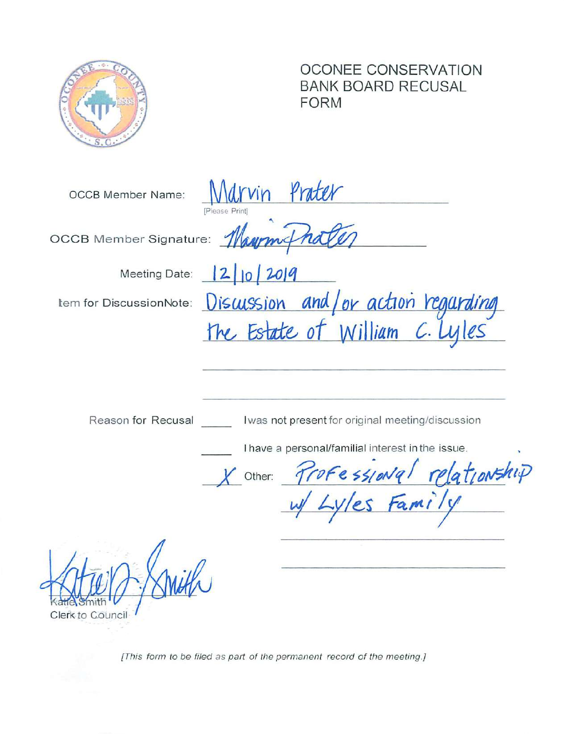# OCONEE CONSERVATION BANK BOARD RECUSAL FORM

OCCB Member Name: Marvin Prater
[Please Print]

OCCB Member Signature: Marvin Prater

Meeting Date: 12/10/2019

Item for DiscussionNote: Discussion and/or action regarding the Estate of William C. Lyles

Reason for Recusal

____ I was not present for original meeting/discussion

____ I have a personal/familial interest in the issue.

_X_ Other: Professional relationship w/ Lyles Family

Katie Smith
Clerk to Council

*[This form to be filed as part of the permanent record of the meeting.]*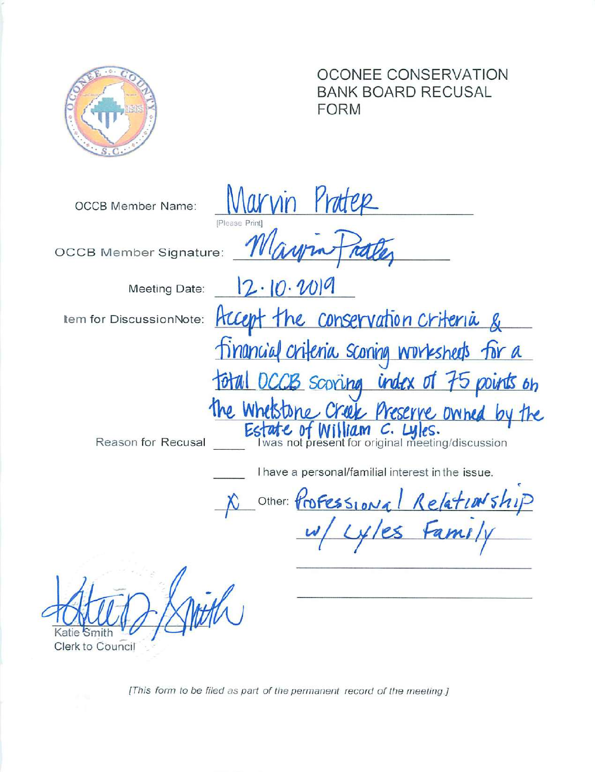# OCONEE CONSERVATION BANK BOARD RECUSAL FORM

OCCB Member Name: Marvin Prater
[Please Print]

OCCB Member Signature: Marvin Prater

Meeting Date: 12.10.2019

Item for DiscussionNote: Accept the conservation criteria & financial criteria scoring worksheets for a total OCCB scoring index of 75 points on the Whetstone Creek Preserve owned by the Estate of William C. Lyles.

Reason for Recusal

\_\_\_\_ I was not present for original meeting/discussion

\_\_\_\_ I have a personal/familial interest in the issue.

X Other: Professional Relationship w/ Lyles Family

Katie Smith
Clerk to Council

*[This form to be filed as part of the permanent record of the meeting.]*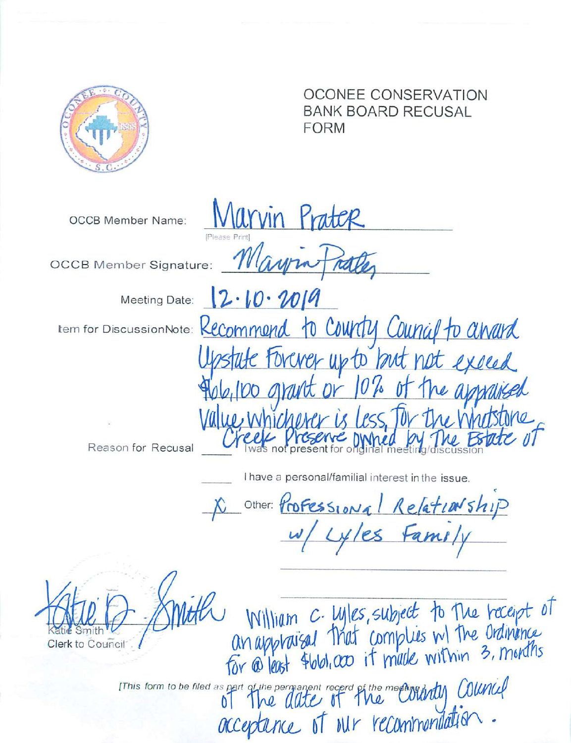# OCONEE CONSERVATION BANK BOARD RECUSAL FORM

OCCB Member Name: Marvin Prater
[Please Print]

OCCB Member Signature: Marvin Prater

Meeting Date: 12.10.2019

Item for DiscussionNote: Recommend to County Council to award Upstate Forever up to but not exceed $66,100 grant or 10% of the appraised Value, whichever is less, for the Whetstone Creek Preserve owned by The Estate of William C. Lyles, subject to the receipt of an appraisal that complies w/ the Ordinance for @ least $661,000 if made within 3 months of the date of the County Council acceptance of our recommendation.

Reason for Recusal

____ I was not present for original meeting/discussion

____ I have a personal/familial interest in the issue.

X Other: Professional Relationship w/ Lyles Family

Katie D. Smith
Katie Smith
Clerk to Council

[This form to be filed as part of the permanent record of the meeting.]